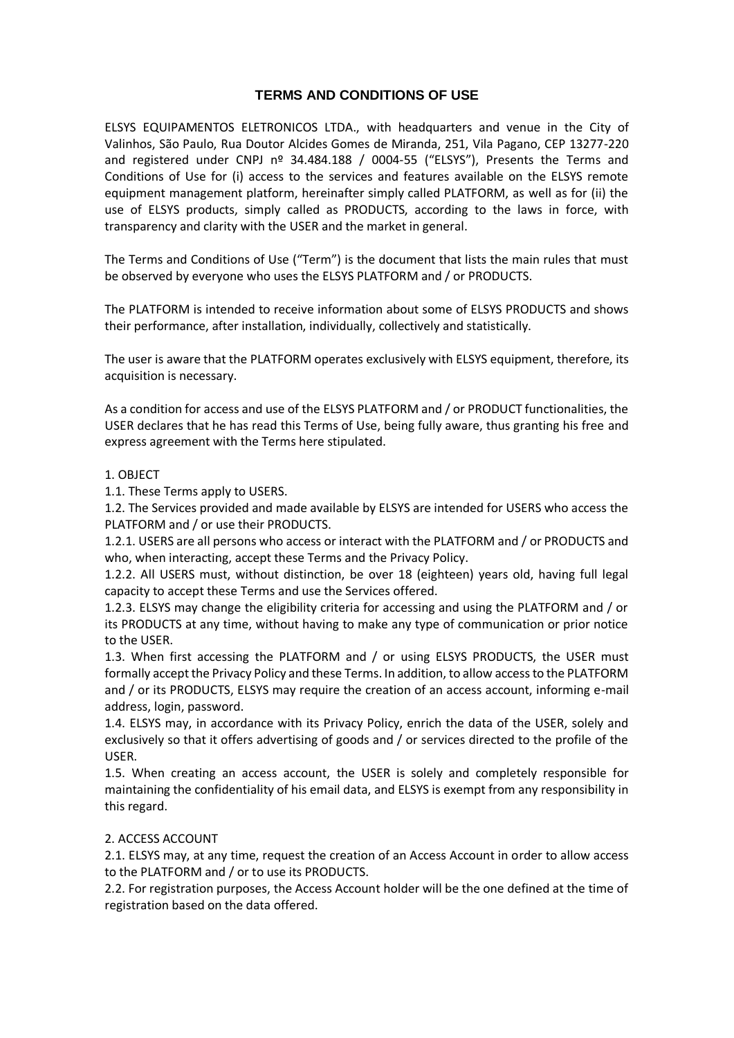# TERMS AND CONDITIONS OF USE

ELSYS EQUIPAMENTOS ELETRONICOS LTDA., with headquarters and venue in the City of Valinhos, São Paulo, Rua Doutor Alcides Gomes de Miranda, 251, Vila Pagano, CEP 13277-220 and registered under CNPJ nº 34.484.188 / 0004-55 ("ELSYS"), Presents the Terms and Conditions of Use for (i) access to the services and features available on the ELSYS remote equipment management platform, hereinafter simply called PLATFORM, as well as for (ii) the use of ELSYS products, simply called as PRODUCTS, according to the laws in force, with transparency and clarity with the USER and the market in general.

The Terms and Conditions of Use ("Term") is the document that lists the main rules that must be observed by everyone who uses the ELSYS PLATFORM and / or PRODUCTS.

The PLATFORM is intended to receive information about some of ELSYS PRODUCTS and shows their performance, after installation, individually, collectively and statistically.

The user is aware that the PLATFORM operates exclusively with ELSYS equipment, therefore, its acquisition is necessary.

As a condition for access and use of the ELSYS PLATFORM and / or PRODUCT functionalities, the USER declares that he has read this Terms of Use, being fully aware, thus granting his free and express agreement with the Terms here stipulated.

1. OBJECT

1.1. These Terms apply to USERS.

1.2. The Services provided and made available by ELSYS are intended for USERS who access the PLATFORM and / or use their PRODUCTS.

1.2.1. USERS are all persons who access or interact with the PLATFORM and / or PRODUCTS and who, when interacting, accept these Terms and the Privacy Policy.

1.2.2. All USERS must, without distinction, be over 18 (eighteen) years old, having full legal capacity to accept these Terms and use the Services offered.

1.2.3. ELSYS may change the eligibility criteria for accessing and using the PLATFORM and / or its PRODUCTS at any time, without having to make any type of communication or prior notice to the USER.

1.3. When first accessing the PLATFORM and / or using ELSYS PRODUCTS, the USER must formally accept the Privacy Policy and these Terms. In addition, to allow access to the PLATFORM and / or its PRODUCTS, ELSYS may require the creation of an access account, informing e-mail address, login, password.

1.4. ELSYS may, in accordance with its Privacy Policy, enrich the data of the USER, solely and exclusively so that it offers advertising of goods and / or services directed to the profile of the USER.

1.5. When creating an access account, the USER is solely and completely responsible for maintaining the confidentiality of his email data, and ELSYS is exempt from any responsibility in this regard.

2. ACCESS ACCOUNT

2.1. ELSYS may, at any time, request the creation of an Access Account in order to allow access to the PLATFORM and / or to use its PRODUCTS.

2.2. For registration purposes, the Access Account holder will be the one defined at the time of registration based on the data offered.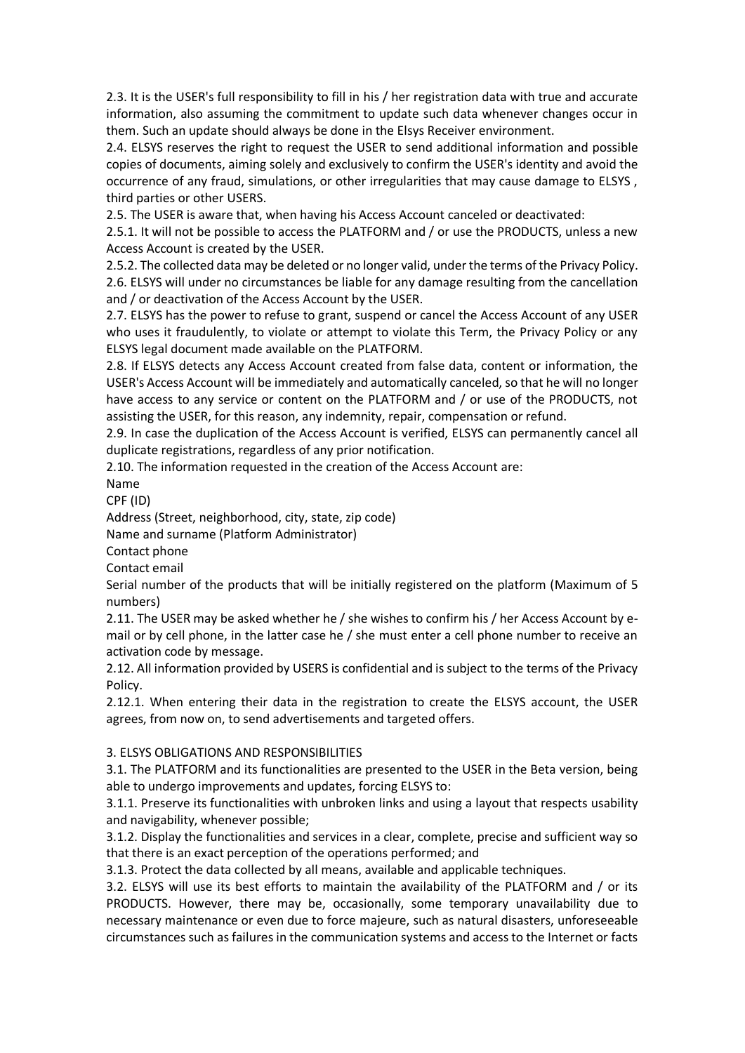2.3. It is the USER's full responsibility to fill in his / her registration data with true and accurate information, also assuming the commitment to update such data whenever changes occur in them. Such an update should always be done in the Elsys Receiver environment.

2.4. ELSYS reserves the right to request the USER to send additional information and possible copies of documents, aiming solely and exclusively to confirm the USER's identity and avoid the occurrence of any fraud, simulations, or other irregularities that may cause damage to ELSYS , third parties or other USERS.

2.5. The USER is aware that, when having his Access Account canceled or deactivated:

2.5.1. It will not be possible to access the PLATFORM and / or use the PRODUCTS, unless a new Access Account is created by the USER.

2.5.2. The collected data may be deleted or no longer valid, under the terms of the Privacy Policy.

2.6. ELSYS will under no circumstances be liable for any damage resulting from the cancellation and / or deactivation of the Access Account by the USER.

2.7. ELSYS has the power to refuse to grant, suspend or cancel the Access Account of any USER who uses it fraudulently, to violate or attempt to violate this Term, the Privacy Policy or any ELSYS legal document made available on the PLATFORM.

2.8. If ELSYS detects any Access Account created from false data, content or information, the USER's Access Account will be immediately and automatically canceled, so that he will no longer have access to any service or content on the PLATFORM and / or use of the PRODUCTS, not assisting the USER, for this reason, any indemnity, repair, compensation or refund.

2.9. In case the duplication of the Access Account is verified, ELSYS can permanently cancel all duplicate registrations, regardless of any prior notification.

2.10. The information requested in the creation of the Access Account are:

Name

CPF (ID)

Address (Street, neighborhood, city, state, zip code)

Name and surname (Platform Administrator)

Contact phone

Contact email

Serial number of the products that will be initially registered on the platform (Maximum of 5 numbers)

2.11. The USER may be asked whether he / she wishes to confirm his / her Access Account by e-mail or by cell phone, in the latter case he / she must enter a cell phone number to receive an activation code by message.

2.12. All information provided by USERS is confidential and is subject to the terms of the Privacy Policy.

2.12.1. When entering their data in the registration to create the ELSYS account, the USER agrees, from now on, to send advertisements and targeted offers.

3. ELSYS OBLIGATIONS AND RESPONSIBILITIES

3.1. The PLATFORM and its functionalities are presented to the USER in the Beta version, being able to undergo improvements and updates, forcing ELSYS to:

3.1.1. Preserve its functionalities with unbroken links and using a layout that respects usability and navigability, whenever possible;

3.1.2. Display the functionalities and services in a clear, complete, precise and sufficient way so that there is an exact perception of the operations performed; and

3.1.3. Protect the data collected by all means, available and applicable techniques.

3.2. ELSYS will use its best efforts to maintain the availability of the PLATFORM and / or its PRODUCTS. However, there may be, occasionally, some temporary unavailability due to necessary maintenance or even due to force majeure, such as natural disasters, unforeseeable circumstances such as failures in the communication systems and access to the Internet or facts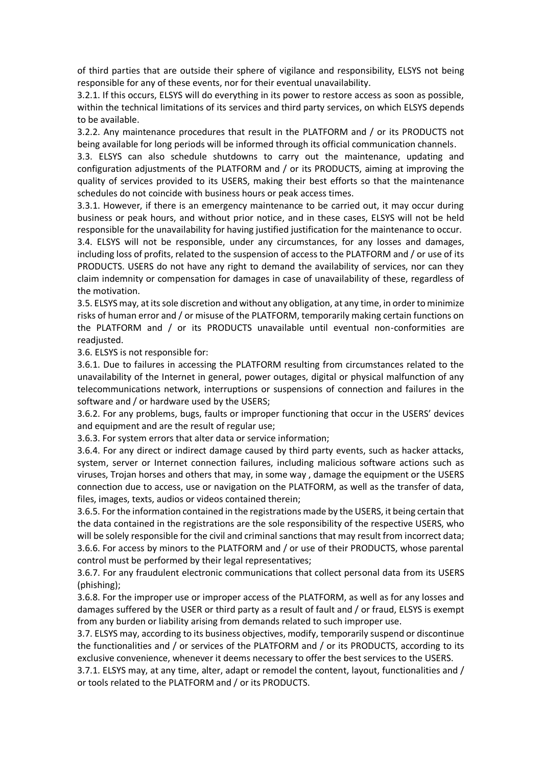of third parties that are outside their sphere of vigilance and responsibility, ELSYS not being responsible for any of these events, nor for their eventual unavailability.

3.2.1. If this occurs, ELSYS will do everything in its power to restore access as soon as possible, within the technical limitations of its services and third party services, on which ELSYS depends to be available.

3.2.2. Any maintenance procedures that result in the PLATFORM and / or its PRODUCTS not being available for long periods will be informed through its official communication channels.

3.3. ELSYS can also schedule shutdowns to carry out the maintenance, updating and configuration adjustments of the PLATFORM and / or its PRODUCTS, aiming at improving the quality of services provided to its USERS, making their best efforts so that the maintenance schedules do not coincide with business hours or peak access times.

3.3.1. However, if there is an emergency maintenance to be carried out, it may occur during business or peak hours, and without prior notice, and in these cases, ELSYS will not be held responsible for the unavailability for having justified justification for the maintenance to occur.

3.4. ELSYS will not be responsible, under any circumstances, for any losses and damages, including loss of profits, related to the suspension of access to the PLATFORM and / or use of its PRODUCTS. USERS do not have any right to demand the availability of services, nor can they claim indemnity or compensation for damages in case of unavailability of these, regardless of the motivation.

3.5. ELSYS may, at its sole discretion and without any obligation, at any time, in order to minimize risks of human error and / or misuse of the PLATFORM, temporarily making certain functions on the PLATFORM and / or its PRODUCTS unavailable until eventual non-conformities are readjusted.

3.6. ELSYS is not responsible for:

3.6.1. Due to failures in accessing the PLATFORM resulting from circumstances related to the unavailability of the Internet in general, power outages, digital or physical malfunction of any telecommunications network, interruptions or suspensions of connection and failures in the software and / or hardware used by the USERS;

3.6.2. For any problems, bugs, faults or improper functioning that occur in the USERS' devices and equipment and are the result of regular use;

3.6.3. For system errors that alter data or service information;

3.6.4. For any direct or indirect damage caused by third party events, such as hacker attacks, system, server or Internet connection failures, including malicious software actions such as viruses, Trojan horses and others that may, in some way , damage the equipment or the USERS connection due to access, use or navigation on the PLATFORM, as well as the transfer of data, files, images, texts, audios or videos contained therein;

3.6.5. For the information contained in the registrations made by the USERS, it being certain that the data contained in the registrations are the sole responsibility of the respective USERS, who will be solely responsible for the civil and criminal sanctions that may result from incorrect data;

3.6.6. For access by minors to the PLATFORM and / or use of their PRODUCTS, whose parental control must be performed by their legal representatives;

3.6.7. For any fraudulent electronic communications that collect personal data from its USERS (phishing);

3.6.8. For the improper use or improper access of the PLATFORM, as well as for any losses and damages suffered by the USER or third party as a result of fault and / or fraud, ELSYS is exempt from any burden or liability arising from demands related to such improper use.

3.7. ELSYS may, according to its business objectives, modify, temporarily suspend or discontinue the functionalities and / or services of the PLATFORM and / or its PRODUCTS, according to its exclusive convenience, whenever it deems necessary to offer the best services to the USERS.

3.7.1. ELSYS may, at any time, alter, adapt or remodel the content, layout, functionalities and / or tools related to the PLATFORM and / or its PRODUCTS.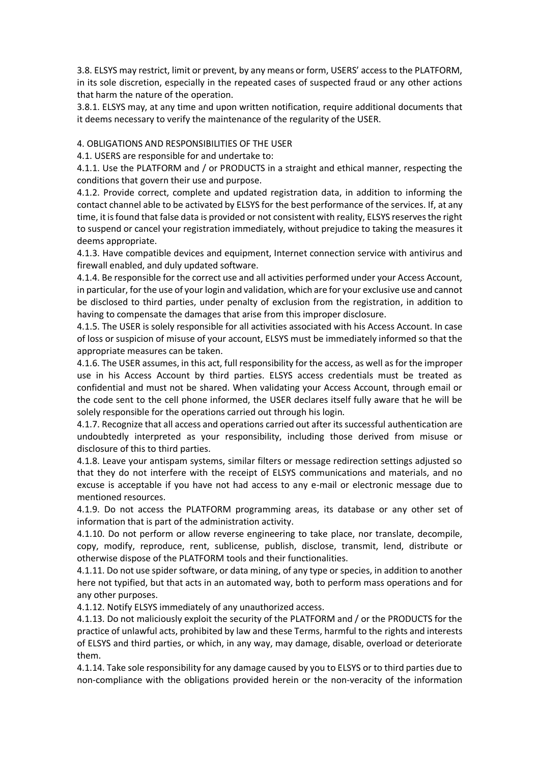3.8. ELSYS may restrict, limit or prevent, by any means or form, USERS' access to the PLATFORM, in its sole discretion, especially in the repeated cases of suspected fraud or any other actions that harm the nature of the operation.

3.8.1. ELSYS may, at any time and upon written notification, require additional documents that it deems necessary to verify the maintenance of the regularity of the USER.

## 4. OBLIGATIONS AND RESPONSIBILITIES OF THE USER

4.1. USERS are responsible for and undertake to:

4.1.1. Use the PLATFORM and / or PRODUCTS in a straight and ethical manner, respecting the conditions that govern their use and purpose.

4.1.2. Provide correct, complete and updated registration data, in addition to informing the contact channel able to be activated by ELSYS for the best performance of the services. If, at any time, it is found that false data is provided or not consistent with reality, ELSYS reserves the right to suspend or cancel your registration immediately, without prejudice to taking the measures it deems appropriate.

4.1.3. Have compatible devices and equipment, Internet connection service with antivirus and firewall enabled, and duly updated software.

4.1.4. Be responsible for the correct use and all activities performed under your Access Account, in particular, for the use of your login and validation, which are for your exclusive use and cannot be disclosed to third parties, under penalty of exclusion from the registration, in addition to having to compensate the damages that arise from this improper disclosure.

4.1.5. The USER is solely responsible for all activities associated with his Access Account. In case of loss or suspicion of misuse of your account, ELSYS must be immediately informed so that the appropriate measures can be taken.

4.1.6. The USER assumes, in this act, full responsibility for the access, as well as for the improper use in his Access Account by third parties. ELSYS access credentials must be treated as confidential and must not be shared. When validating your Access Account, through email or the code sent to the cell phone informed, the USER declares itself fully aware that he will be solely responsible for the operations carried out through his login.

4.1.7. Recognize that all access and operations carried out after its successful authentication are undoubtedly interpreted as your responsibility, including those derived from misuse or disclosure of this to third parties.

4.1.8. Leave your antispam systems, similar filters or message redirection settings adjusted so that they do not interfere with the receipt of ELSYS communications and materials, and no excuse is acceptable if you have not had access to any e-mail or electronic message due to mentioned resources.

4.1.9. Do not access the PLATFORM programming areas, its database or any other set of information that is part of the administration activity.

4.1.10. Do not perform or allow reverse engineering to take place, nor translate, decompile, copy, modify, reproduce, rent, sublicense, publish, disclose, transmit, lend, distribute or otherwise dispose of the PLATFORM tools and their functionalities.

4.1.11. Do not use spider software, or data mining, of any type or species, in addition to another here not typified, but that acts in an automated way, both to perform mass operations and for any other purposes.

4.1.12. Notify ELSYS immediately of any unauthorized access.

4.1.13. Do not maliciously exploit the security of the PLATFORM and / or the PRODUCTS for the practice of unlawful acts, prohibited by law and these Terms, harmful to the rights and interests of ELSYS and third parties, or which, in any way, may damage, disable, overload or deteriorate them.

4.1.14. Take sole responsibility for any damage caused by you to ELSYS or to third parties due to non-compliance with the obligations provided herein or the non-veracity of the information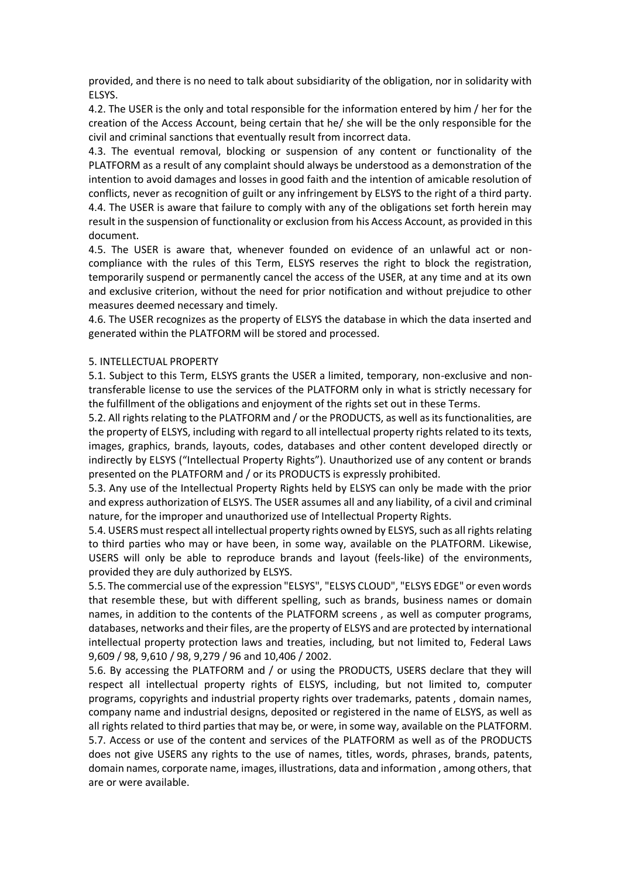provided, and there is no need to talk about subsidiarity of the obligation, nor in solidarity with ELSYS.

4.2. The USER is the only and total responsible for the information entered by him / her for the creation of the Access Account, being certain that he/ she will be the only responsible for the civil and criminal sanctions that eventually result from incorrect data.

4.3. The eventual removal, blocking or suspension of any content or functionality of the PLATFORM as a result of any complaint should always be understood as a demonstration of the intention to avoid damages and losses in good faith and the intention of amicable resolution of conflicts, never as recognition of guilt or any infringement by ELSYS to the right of a third party.

4.4. The USER is aware that failure to comply with any of the obligations set forth herein may result in the suspension of functionality or exclusion from his Access Account, as provided in this document.

4.5. The USER is aware that, whenever founded on evidence of an unlawful act or non-compliance with the rules of this Term, ELSYS reserves the right to block the registration, temporarily suspend or permanently cancel the access of the USER, at any time and at its own and exclusive criterion, without the need for prior notification and without prejudice to other measures deemed necessary and timely.

4.6. The USER recognizes as the property of ELSYS the database in which the data inserted and generated within the PLATFORM will be stored and processed.

## 5. INTELLECTUAL PROPERTY

5.1. Subject to this Term, ELSYS grants the USER a limited, temporary, non-exclusive and non-transferable license to use the services of the PLATFORM only in what is strictly necessary for the fulfillment of the obligations and enjoyment of the rights set out in these Terms.

5.2. All rights relating to the PLATFORM and / or the PRODUCTS, as well as its functionalities, are the property of ELSYS, including with regard to all intellectual property rights related to its texts, images, graphics, brands, layouts, codes, databases and other content developed directly or indirectly by ELSYS ("Intellectual Property Rights"). Unauthorized use of any content or brands presented on the PLATFORM and / or its PRODUCTS is expressly prohibited.

5.3. Any use of the Intellectual Property Rights held by ELSYS can only be made with the prior and express authorization of ELSYS. The USER assumes all and any liability, of a civil and criminal nature, for the improper and unauthorized use of Intellectual Property Rights.

5.4. USERS must respect all intellectual property rights owned by ELSYS, such as all rights relating to third parties who may or have been, in some way, available on the PLATFORM. Likewise, USERS will only be able to reproduce brands and layout (feels-like) of the environments, provided they are duly authorized by ELSYS.

5.5. The commercial use of the expression "ELSYS", "ELSYS CLOUD", "ELSYS EDGE" or even words that resemble these, but with different spelling, such as brands, business names or domain names, in addition to the contents of the PLATFORM screens , as well as computer programs, databases, networks and their files, are the property of ELSYS and are protected by international intellectual property protection laws and treaties, including, but not limited to, Federal Laws 9,609 / 98, 9,610 / 98, 9,279 / 96 and 10,406 / 2002.

5.6. By accessing the PLATFORM and / or using the PRODUCTS, USERS declare that they will respect all intellectual property rights of ELSYS, including, but not limited to, computer programs, copyrights and industrial property rights over trademarks, patents , domain names, company name and industrial designs, deposited or registered in the name of ELSYS, as well as all rights related to third parties that may be, or were, in some way, available on the PLATFORM.

5.7. Access or use of the content and services of the PLATFORM as well as of the PRODUCTS does not give USERS any rights to the use of names, titles, words, phrases, brands, patents, domain names, corporate name, images, illustrations, data and information , among others, that are or were available.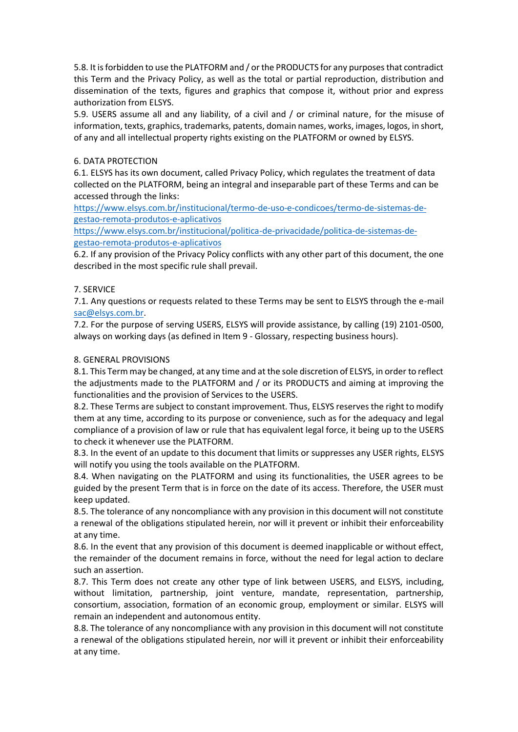5.8. It is forbidden to use the PLATFORM and / or the PRODUCTS for any purposes that contradict this Term and the Privacy Policy, as well as the total or partial reproduction, distribution and dissemination of the texts, figures and graphics that compose it, without prior and express authorization from ELSYS.

5.9. USERS assume all and any liability, of a civil and / or criminal nature, for the misuse of information, texts, graphics, trademarks, patents, domain names, works, images, logos, in short, of any and all intellectual property rights existing on the PLATFORM or owned by ELSYS.

## 6. DATA PROTECTION

6.1. ELSYS has its own document, called Privacy Policy, which regulates the treatment of data collected on the PLATFORM, being an integral and inseparable part of these Terms and can be accessed through the links:

[https://www.elsys.com.br/institucional/termo-de-uso-e-condicoes/termo-de-sistemas-de-gestao-remota-produtos-e-aplicativos](https://www.elsys.com.br/institucional/termo-de-uso-e-condicoes/termo-de-sistemas-de-gestao-remota-produtos-e-aplicativos)

[https://www.elsys.com.br/institucional/politica-de-privacidade/politica-de-sistemas-de-gestao-remota-produtos-e-aplicativos](https://www.elsys.com.br/institucional/politica-de-privacidade/politica-de-sistemas-de-gestao-remota-produtos-e-aplicativos)

6.2. If any provision of the Privacy Policy conflicts with any other part of this document, the one described in the most specific rule shall prevail.

## 7. SERVICE

7.1. Any questions or requests related to these Terms may be sent to ELSYS through the e-mail [sac@elsys.com.br](mailto:sac@elsys.com.br).

7.2. For the purpose of serving USERS, ELSYS will provide assistance, by calling (19) 2101-0500, always on working days (as defined in Item 9 - Glossary, respecting business hours).

## 8. GENERAL PROVISIONS

8.1. This Term may be changed, at any time and at the sole discretion of ELSYS, in order to reflect the adjustments made to the PLATFORM and / or its PRODUCTS and aiming at improving the functionalities and the provision of Services to the USERS.

8.2. These Terms are subject to constant improvement. Thus, ELSYS reserves the right to modify them at any time, according to its purpose or convenience, such as for the adequacy and legal compliance of a provision of law or rule that has equivalent legal force, it being up to the USERS to check it whenever use the PLATFORM.

8.3. In the event of an update to this document that limits or suppresses any USER rights, ELSYS will notify you using the tools available on the PLATFORM.

8.4. When navigating on the PLATFORM and using its functionalities, the USER agrees to be guided by the present Term that is in force on the date of its access. Therefore, the USER must keep updated.

8.5. The tolerance of any noncompliance with any provision in this document will not constitute a renewal of the obligations stipulated herein, nor will it prevent or inhibit their enforceability at any time.

8.6. In the event that any provision of this document is deemed inapplicable or without effect, the remainder of the document remains in force, without the need for legal action to declare such an assertion.

8.7. This Term does not create any other type of link between USERS, and ELSYS, including, without limitation, partnership, joint venture, mandate, representation, partnership, consortium, association, formation of an economic group, employment or similar. ELSYS will remain an independent and autonomous entity.

8.8. The tolerance of any noncompliance with any provision in this document will not constitute a renewal of the obligations stipulated herein, nor will it prevent or inhibit their enforceability at any time.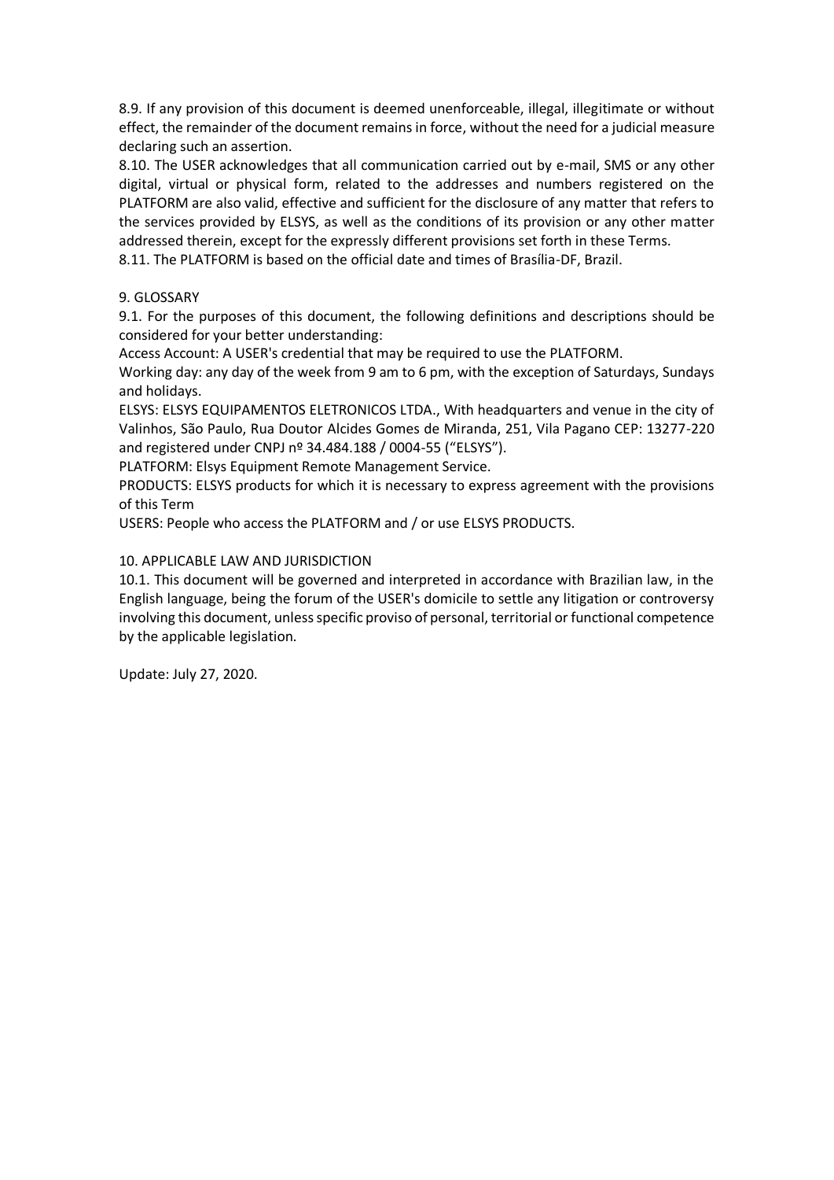8.9. If any provision of this document is deemed unenforceable, illegal, illegitimate or without effect, the remainder of the document remains in force, without the need for a judicial measure declaring such an assertion.

8.10. The USER acknowledges that all communication carried out by e-mail, SMS or any other digital, virtual or physical form, related to the addresses and numbers registered on the PLATFORM are also valid, effective and sufficient for the disclosure of any matter that refers to the services provided by ELSYS, as well as the conditions of its provision or any other matter addressed therein, except for the expressly different provisions set forth in these Terms.

8.11. The PLATFORM is based on the official date and times of Brasília-DF, Brazil.

## 9. GLOSSARY

9.1. For the purposes of this document, the following definitions and descriptions should be considered for your better understanding:

Access Account: A USER's credential that may be required to use the PLATFORM.

Working day: any day of the week from 9 am to 6 pm, with the exception of Saturdays, Sundays and holidays.

ELSYS: ELSYS EQUIPAMENTOS ELETRONICOS LTDA., With headquarters and venue in the city of Valinhos, São Paulo, Rua Doutor Alcides Gomes de Miranda, 251, Vila Pagano CEP: 13277-220 and registered under CNPJ nº 34.484.188 / 0004-55 ("ELSYS").

PLATFORM: Elsys Equipment Remote Management Service.

PRODUCTS: ELSYS products for which it is necessary to express agreement with the provisions of this Term

USERS: People who access the PLATFORM and / or use ELSYS PRODUCTS.

## 10. APPLICABLE LAW AND JURISDICTION

10.1. This document will be governed and interpreted in accordance with Brazilian law, in the English language, being the forum of the USER's domicile to settle any litigation or controversy involving this document, unless specific proviso of personal, territorial or functional competence by the applicable legislation.

Update: July 27, 2020.